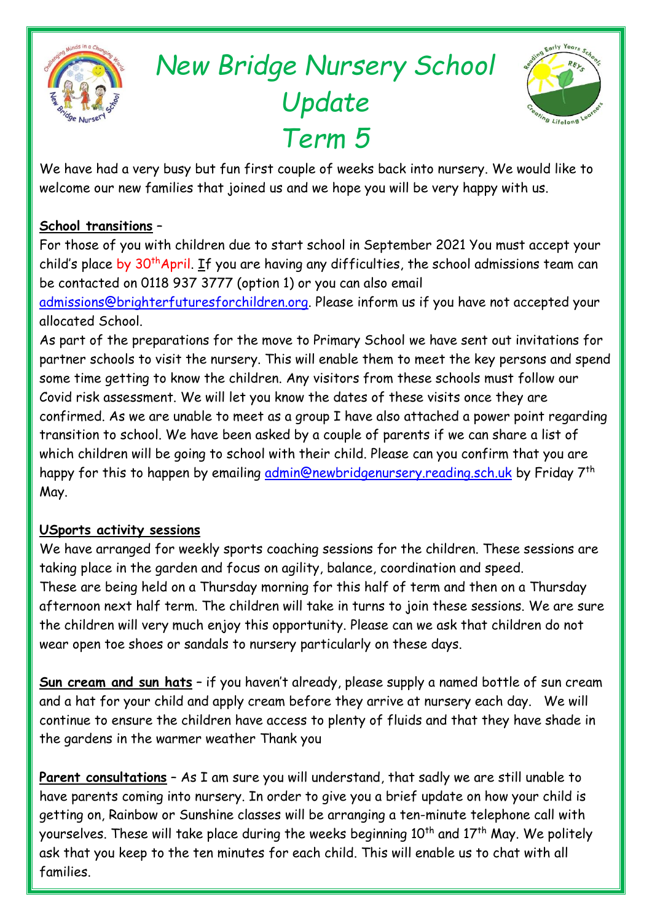# New Bridge Nursery School Update Term 5

We have had a very busy but fun first couple of weeks back into nursery. We would like to welcome our new families that joined us and we hope you will be very happy with us.

**School transitions** –

For those of you with children due to start school in September 2021 You must accept your child's place by 30th April. If you are having any difficulties, the school admissions team can be contacted on 0118 937 3777 (option 1) or you can also email admissions@brighterfuturesforchildren.org. Please inform us if you have not accepted your allocated School.

As part of the preparations for the move to Primary School we have sent out invitations for partner schools to visit the nursery. This will enable them to meet the key persons and spend some time getting to know the children. Any visitors from these schools must follow our Covid risk assessment. We will let you know the dates of these visits once they are confirmed. As we are unable to meet as a group I have also attached a power point regarding transition to school. We have been asked by a couple of parents if we can share a list of which children will be going to school with their child. Please can you confirm that you are happy for this to happen by emailing admin@newbridgenursery.reading.sch.uk by Friday 7th May.

**USports activity sessions**

We have arranged for weekly sports coaching sessions for the children. These sessions are taking place in the garden and focus on agility, balance, coordination and speed. These are being held on a Thursday morning for this half of term and then on a Thursday afternoon next half term. The children will take in turns to join these sessions. We are sure the children will very much enjoy this opportunity. Please can we ask that children do not wear open toe shoes or sandals to nursery particularly on these days.

**Sun cream and sun hats** – if you haven't already, please supply a named bottle of sun cream and a hat for your child and apply cream before they arrive at nursery each day. We will continue to ensure the children have access to plenty of fluids and that they have shade in the gardens in the warmer weather Thank you

**Parent consultations** – As I am sure you will understand, that sadly we are still unable to have parents coming into nursery. In order to give you a brief update on how your child is getting on, Rainbow or Sunshine classes will be arranging a ten-minute telephone call with yourselves. These will take place during the weeks beginning 10th and 17th May. We politely ask that you keep to the ten minutes for each child. This will enable us to chat with all families.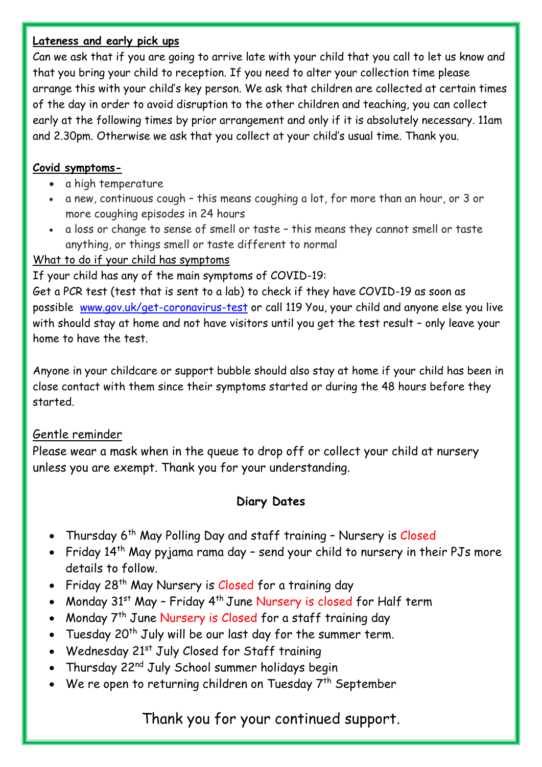**Lateness and early pick ups**

Can we ask that if you are going to arrive late with your child that you call to let us know and that you bring your child to reception. If you need to alter your collection time please arrange this with your child's key person. We ask that children are collected at certain times of the day in order to avoid disruption to the other children and teaching, you can collect early at the following times by prior arrangement and only if it is absolutely necessary. 11am and 2.30pm. Otherwise we ask that you collect at your child's usual time. Thank you.

**Covid symptoms-**

- a high temperature
- a new, continuous cough – this means coughing a lot, for more than an hour, or 3 or more coughing episodes in 24 hours
- a loss or change to sense of smell or taste – this means they cannot smell or taste anything, or things smell or taste different to normal

What to do if your child has symptoms

If your child has any of the main symptoms of COVID-19:

Get a PCR test (test that is sent to a lab) to check if they have COVID-19 as soon as possible www.gov.uk/get-coronavirus-test or call 119 You, your child and anyone else you live with should stay at home and not have visitors until you get the test result – only leave your home to have the test.

Anyone in your childcare or support bubble should also stay at home if your child has been in close contact with them since their symptoms started or during the 48 hours before they started.

Gentle reminder

Please wear a mask when in the queue to drop off or collect your child at nursery unless you are exempt. Thank you for your understanding.

**Diary Dates**

- Thursday 6th May Polling Day and staff training – Nursery is Closed
- Friday 14th May pyjama rama day – send your child to nursery in their PJs more details to follow.
- Friday 28th May Nursery is Closed for a training day
- Monday 31st May – Friday 4th June Nursery is closed for Half term
- Monday 7th June Nursery is Closed for a staff training day
- Tuesday 20th July will be our last day for the summer term.
- Wednesday 21st July Closed for Staff training
- Thursday 22nd July School summer holidays begin
- We re open to returning children on Tuesday 7th September

Thank you for your continued support.